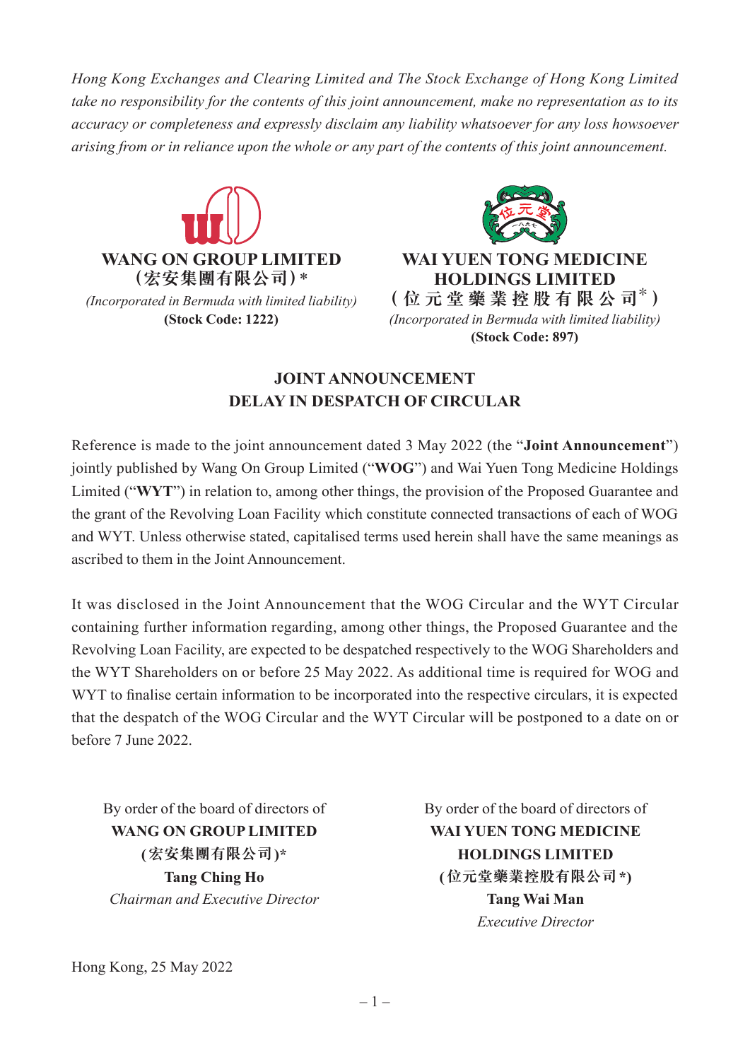*Hong Kong Exchanges and Clearing Limited and The Stock Exchange of Hong Kong Limited take no responsibility for the contents of this joint announcement, make no representation as to its accuracy or completeness and expressly disclaim any liability whatsoever for any loss howsoever arising from or in reliance upon the whole or any part of the contents of this joint announcement.*

**WANG ON GROUP LIMITED**
**(宏安集團有限公司)\***
*(Incorporated in Bermuda with limited liability)*
**(Stock Code: 1222)**

**WAI YUEN TONG MEDICINE HOLDINGS LIMITED**
**(位元堂藥業控股有限公司\*)**
*(Incorporated in Bermuda with limited liability)*
**(Stock Code: 897)**

## JOINT ANNOUNCEMENT
## DELAY IN DESPATCH OF CIRCULAR

Reference is made to the joint announcement dated 3 May 2022 (the "**Joint Announcement**") jointly published by Wang On Group Limited ("**WOG**") and Wai Yuen Tong Medicine Holdings Limited ("**WYT**") in relation to, among other things, the provision of the Proposed Guarantee and the grant of the Revolving Loan Facility which constitute connected transactions of each of WOG and WYT. Unless otherwise stated, capitalised terms used herein shall have the same meanings as ascribed to them in the Joint Announcement.

It was disclosed in the Joint Announcement that the WOG Circular and the WYT Circular containing further information regarding, among other things, the Proposed Guarantee and the Revolving Loan Facility, are expected to be despatched respectively to the WOG Shareholders and the WYT Shareholders on or before 25 May 2022. As additional time is required for WOG and WYT to finalise certain information to be incorporated into the respective circulars, it is expected that the despatch of the WOG Circular and the WYT Circular will be postponed to a date on or before 7 June 2022.

By order of the board of directors of
**WANG ON GROUP LIMITED**
**(宏安集團有限公司)\***
**Tang Ching Ho**
*Chairman and Executive Director*

By order of the board of directors of
**WAI YUEN TONG MEDICINE HOLDINGS LIMITED**
**(位元堂藥業控股有限公司\*)**
**Tang Wai Man**
*Executive Director*

Hong Kong, 25 May 2022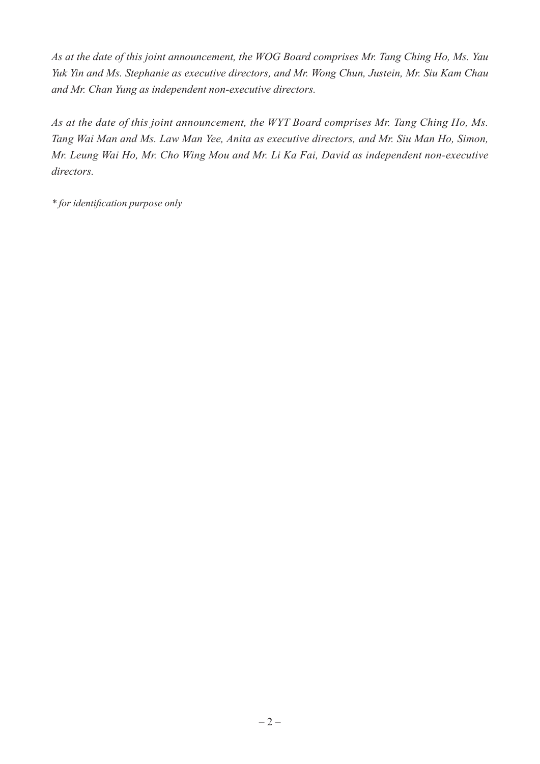*As at the date of this joint announcement, the WOG Board comprises Mr. Tang Ching Ho, Ms. Yau Yuk Yin and Ms. Stephanie as executive directors, and Mr. Wong Chun, Justein, Mr. Siu Kam Chau and Mr. Chan Yung as independent non-executive directors.*

*As at the date of this joint announcement, the WYT Board comprises Mr. Tang Ching Ho, Ms. Tang Wai Man and Ms. Law Man Yee, Anita as executive directors, and Mr. Siu Man Ho, Simon, Mr. Leung Wai Ho, Mr. Cho Wing Mou and Mr. Li Ka Fai, David as independent non-executive directors.*

*\* for identification purpose only*